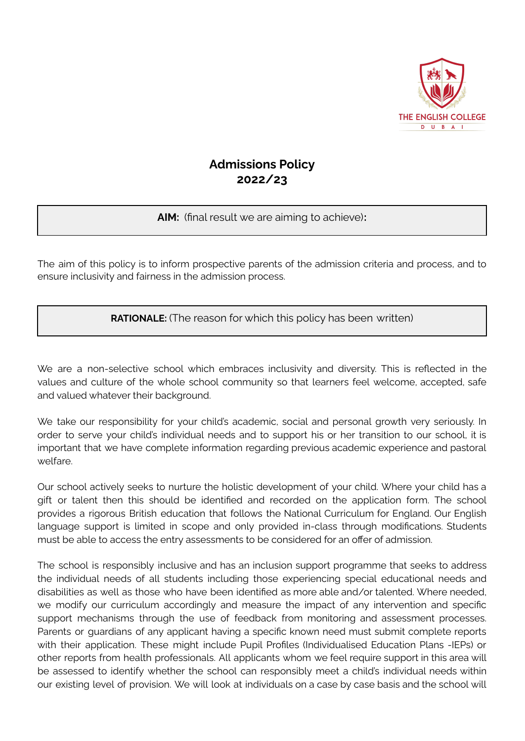THE ENGLISH COLLEGE
D U B A I

# Admissions Policy
# 2022/23

**AIM:** (final result we are aiming to achieve)**:**

The aim of this policy is to inform prospective parents of the admission criteria and process, and to ensure inclusivity and fairness in the admission process.

**RATIONALE:** (The reason for which this policy has been written)

We are a non-selective school which embraces inclusivity and diversity. This is reflected in the values and culture of the whole school community so that learners feel welcome, accepted, safe and valued whatever their background.

We take our responsibility for your child's academic, social and personal growth very seriously. In order to serve your child's individual needs and to support his or her transition to our school, it is important that we have complete information regarding previous academic experience and pastoral welfare.

Our school actively seeks to nurture the holistic development of your child. Where your child has a gift or talent then this should be identified and recorded on the application form. The school provides a rigorous British education that follows the National Curriculum for England. Our English language support is limited in scope and only provided in-class through modifications. Students must be able to access the entry assessments to be considered for an offer of admission.

The school is responsibly inclusive and has an inclusion support programme that seeks to address the individual needs of all students including those experiencing special educational needs and disabilities as well as those who have been identified as more able and/or talented. Where needed, we modify our curriculum accordingly and measure the impact of any intervention and specific support mechanisms through the use of feedback from monitoring and assessment processes. Parents or guardians of any applicant having a specific known need must submit complete reports with their application. These might include Pupil Profiles (Individualised Education Plans -IEPs) or other reports from health professionals. All applicants whom we feel require support in this area will be assessed to identify whether the school can responsibly meet a child's individual needs within our existing level of provision. We will look at individuals on a case by case basis and the school will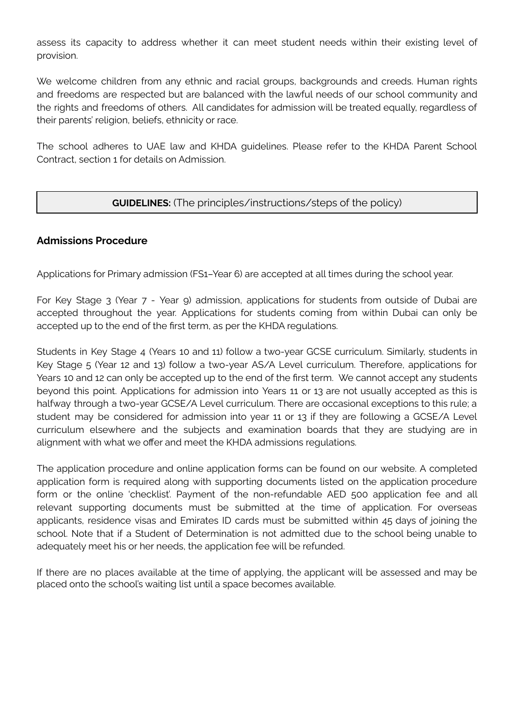assess its capacity to address whether it can meet student needs within their existing level of provision.

We welcome children from any ethnic and racial groups, backgrounds and creeds. Human rights and freedoms are respected but are balanced with the lawful needs of our school community and the rights and freedoms of others. All candidates for admission will be treated equally, regardless of their parents' religion, beliefs, ethnicity or race.

The school adheres to UAE law and KHDA guidelines. Please refer to the KHDA Parent School Contract, section 1 for details on Admission.

**GUIDELINES:** (The principles/instructions/steps of the policy)

### Admissions Procedure

Applications for Primary admission (FS1–Year 6) are accepted at all times during the school year.

For Key Stage 3 (Year 7 - Year 9) admission, applications for students from outside of Dubai are accepted throughout the year. Applications for students coming from within Dubai can only be accepted up to the end of the first term, as per the KHDA regulations.

Students in Key Stage 4 (Years 10 and 11) follow a two-year GCSE curriculum. Similarly, students in Key Stage 5 (Year 12 and 13) follow a two-year AS/A Level curriculum. Therefore, applications for Years 10 and 12 can only be accepted up to the end of the first term. We cannot accept any students beyond this point. Applications for admission into Years 11 or 13 are not usually accepted as this is halfway through a two-year GCSE/A Level curriculum. There are occasional exceptions to this rule; a student may be considered for admission into year 11 or 13 if they are following a GCSE/A Level curriculum elsewhere and the subjects and examination boards that they are studying are in alignment with what we offer and meet the KHDA admissions regulations.

The application procedure and online application forms can be found on our website. A completed application form is required along with supporting documents listed on the application procedure form or the online 'checklist'. Payment of the non-refundable AED 500 application fee and all relevant supporting documents must be submitted at the time of application. For overseas applicants, residence visas and Emirates ID cards must be submitted within 45 days of joining the school. Note that if a Student of Determination is not admitted due to the school being unable to adequately meet his or her needs, the application fee will be refunded.

If there are no places available at the time of applying, the applicant will be assessed and may be placed onto the school's waiting list until a space becomes available.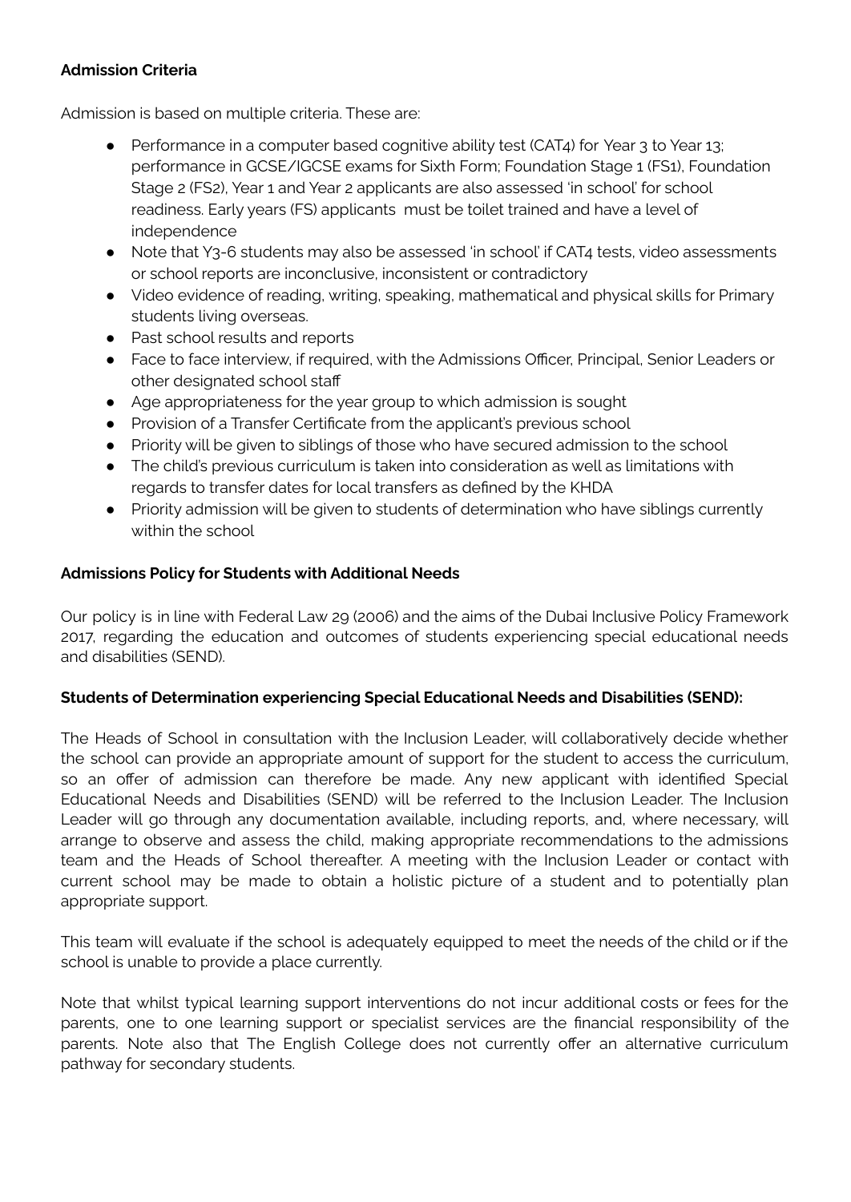**Admission Criteria**

Admission is based on multiple criteria. These are:

- Performance in a computer based cognitive ability test (CAT4) for Year 3 to Year 13; performance in GCSE/IGCSE exams for Sixth Form; Foundation Stage 1 (FS1), Foundation Stage 2 (FS2), Year 1 and Year 2 applicants are also assessed 'in school' for school readiness. Early years (FS) applicants must be toilet trained and have a level of independence
- Note that Y3-6 students may also be assessed 'in school' if CAT4 tests, video assessments or school reports are inconclusive, inconsistent or contradictory
- Video evidence of reading, writing, speaking, mathematical and physical skills for Primary students living overseas.
- Past school results and reports
- Face to face interview, if required, with the Admissions Officer, Principal, Senior Leaders or other designated school staff
- Age appropriateness for the year group to which admission is sought
- Provision of a Transfer Certificate from the applicant's previous school
- Priority will be given to siblings of those who have secured admission to the school
- The child's previous curriculum is taken into consideration as well as limitations with regards to transfer dates for local transfers as defined by the KHDA
- Priority admission will be given to students of determination who have siblings currently within the school

**Admissions Policy for Students with Additional Needs**

Our policy is in line with Federal Law 29 (2006) and the aims of the Dubai Inclusive Policy Framework 2017, regarding the education and outcomes of students experiencing special educational needs and disabilities (SEND).

**Students of Determination experiencing Special Educational Needs and Disabilities (SEND):**

The Heads of School in consultation with the Inclusion Leader, will collaboratively decide whether the school can provide an appropriate amount of support for the student to access the curriculum, so an offer of admission can therefore be made. Any new applicant with identified Special Educational Needs and Disabilities (SEND) will be referred to the Inclusion Leader. The Inclusion Leader will go through any documentation available, including reports, and, where necessary, will arrange to observe and assess the child, making appropriate recommendations to the admissions team and the Heads of School thereafter. A meeting with the Inclusion Leader or contact with current school may be made to obtain a holistic picture of a student and to potentially plan appropriate support.

This team will evaluate if the school is adequately equipped to meet the needs of the child or if the school is unable to provide a place currently.

Note that whilst typical learning support interventions do not incur additional costs or fees for the parents, one to one learning support or specialist services are the financial responsibility of the parents. Note also that The English College does not currently offer an alternative curriculum pathway for secondary students.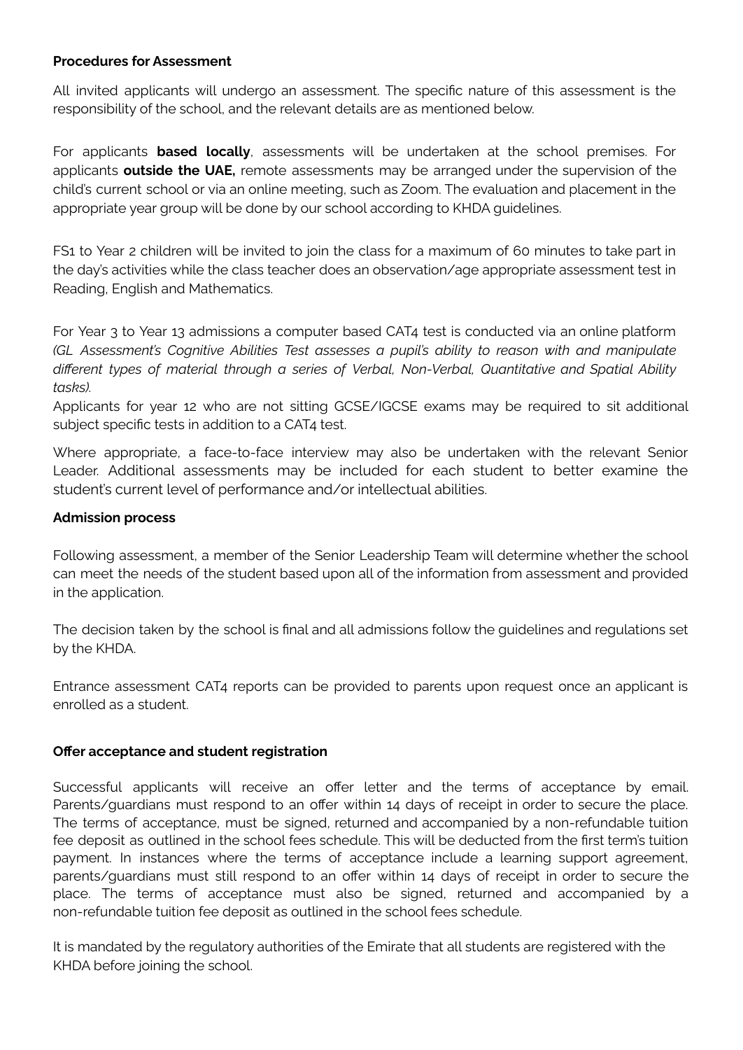**Procedures for Assessment**

All invited applicants will undergo an assessment. The specific nature of this assessment is the responsibility of the school, and the relevant details are as mentioned below.

For applicants **based locally**, assessments will be undertaken at the school premises. For applicants **outside the UAE,** remote assessments may be arranged under the supervision of the child's current school or via an online meeting, such as Zoom. The evaluation and placement in the appropriate year group will be done by our school according to KHDA guidelines.

FS1 to Year 2 children will be invited to join the class for a maximum of 60 minutes to take part in the day's activities while the class teacher does an observation/age appropriate assessment test in Reading, English and Mathematics.

For Year 3 to Year 13 admissions a computer based CAT4 test is conducted via an online platform *(GL Assessment's Cognitive Abilities Test assesses a pupil's ability to reason with and manipulate different types of material through a series of Verbal, Non-Verbal, Quantitative and Spatial Ability tasks).*

Applicants for year 12 who are not sitting GCSE/IGCSE exams may be required to sit additional subject specific tests in addition to a CAT4 test.

Where appropriate, a face-to-face interview may also be undertaken with the relevant Senior Leader. Additional assessments may be included for each student to better examine the student's current level of performance and/or intellectual abilities.

**Admission process**

Following assessment, a member of the Senior Leadership Team will determine whether the school can meet the needs of the student based upon all of the information from assessment and provided in the application.

The decision taken by the school is final and all admissions follow the guidelines and regulations set by the KHDA.

Entrance assessment CAT4 reports can be provided to parents upon request once an applicant is enrolled as a student.

**Offer acceptance and student registration**

Successful applicants will receive an offer letter and the terms of acceptance by email. Parents/guardians must respond to an offer within 14 days of receipt in order to secure the place. The terms of acceptance, must be signed, returned and accompanied by a non-refundable tuition fee deposit as outlined in the school fees schedule. This will be deducted from the first term's tuition payment. In instances where the terms of acceptance include a learning support agreement, parents/guardians must still respond to an offer within 14 days of receipt in order to secure the place. The terms of acceptance must also be signed, returned and accompanied by a non-refundable tuition fee deposit as outlined in the school fees schedule.

It is mandated by the regulatory authorities of the Emirate that all students are registered with the KHDA before joining the school.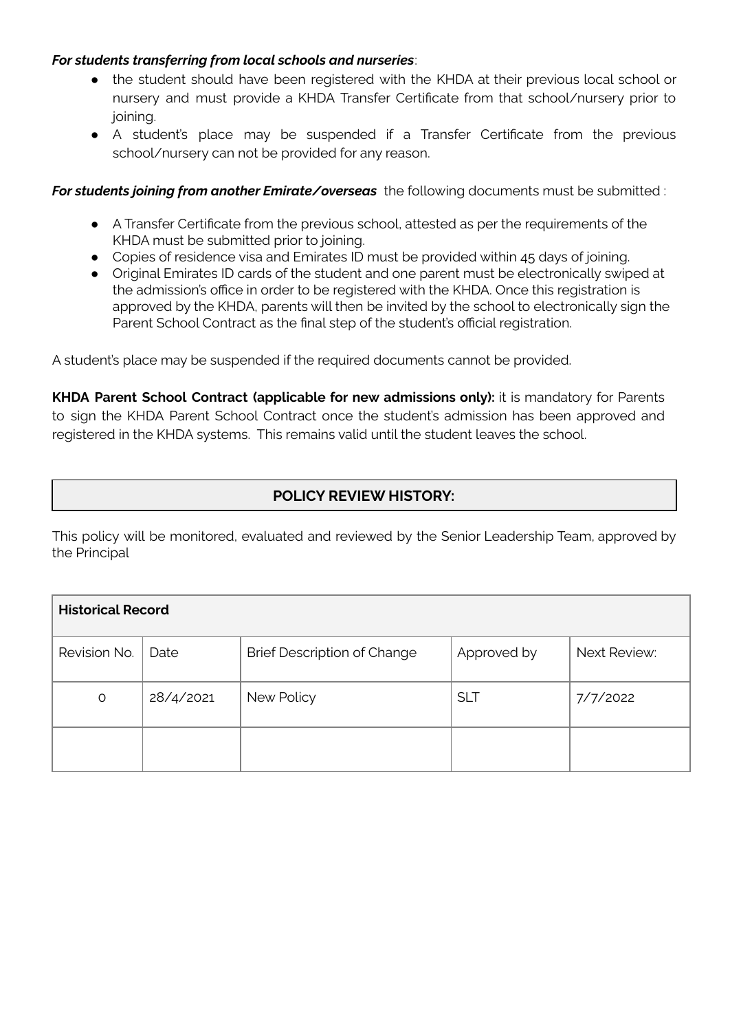***For students transferring from local schools and nurseries***:

- the student should have been registered with the KHDA at their previous local school or nursery and must provide a KHDA Transfer Certificate from that school/nursery prior to joining.
- A student's place may be suspended if a Transfer Certificate from the previous school/nursery can not be provided for any reason.

***For students joining from another Emirate/overseas*** the following documents must be submitted :

- A Transfer Certificate from the previous school, attested as per the requirements of the KHDA must be submitted prior to joining.
- Copies of residence visa and Emirates ID must be provided within 45 days of joining.
- Original Emirates ID cards of the student and one parent must be electronically swiped at the admission's office in order to be registered with the KHDA. Once this registration is approved by the KHDA, parents will then be invited by the school to electronically sign the Parent School Contract as the final step of the student's official registration.

A student's place may be suspended if the required documents cannot be provided.

**KHDA Parent School Contract (applicable for new admissions only):** it is mandatory for Parents to sign the KHDA Parent School Contract once the student's admission has been approved and registered in the KHDA systems. This remains valid until the student leaves the school.

## POLICY REVIEW HISTORY:

This policy will be monitored, evaluated and reviewed by the Senior Leadership Team, approved by the Principal

| **Historical Record** | | | | |
|---|---|---|---|---|
| Revision No. | Date | Brief Description of Change | Approved by | Next Review: |
| 0 | 28/4/2021 | New Policy | SLT | 7/7/2022 |
| | | | | |